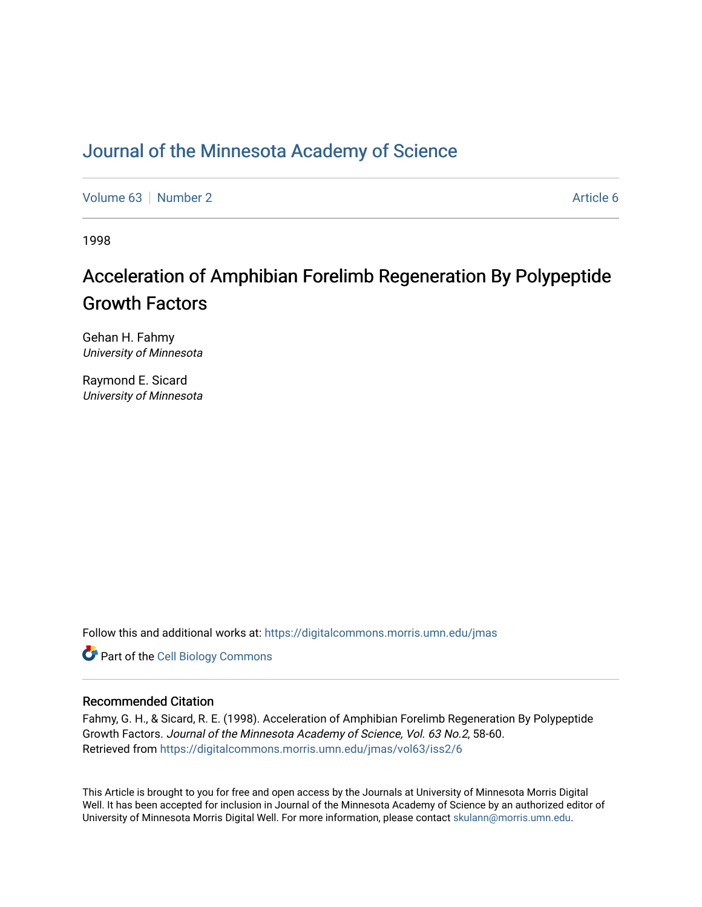# Journal of the Minnesota Academy of Science

Volume 63 | Number 2 | Article 6

1998

## Acceleration of Amphibian Forelimb Regeneration By Polypeptide Growth Factors

Gehan H. Fahmy
*University of Minnesota*

Raymond E. Sicard
*University of Minnesota*

Follow this and additional works at: https://digitalcommons.morris.umn.edu/jmas

Part of the Cell Biology Commons

### Recommended Citation

Fahmy, G. H., & Sicard, R. E. (1998). Acceleration of Amphibian Forelimb Regeneration By Polypeptide Growth Factors. *Journal of the Minnesota Academy of Science, Vol. 63 No.2*, 58-60.
Retrieved from https://digitalcommons.morris.umn.edu/jmas/vol63/iss2/6

This Article is brought to you for free and open access by the Journals at University of Minnesota Morris Digital Well. It has been accepted for inclusion in Journal of the Minnesota Academy of Science by an authorized editor of University of Minnesota Morris Digital Well. For more information, please contact skulann@morris.umn.edu.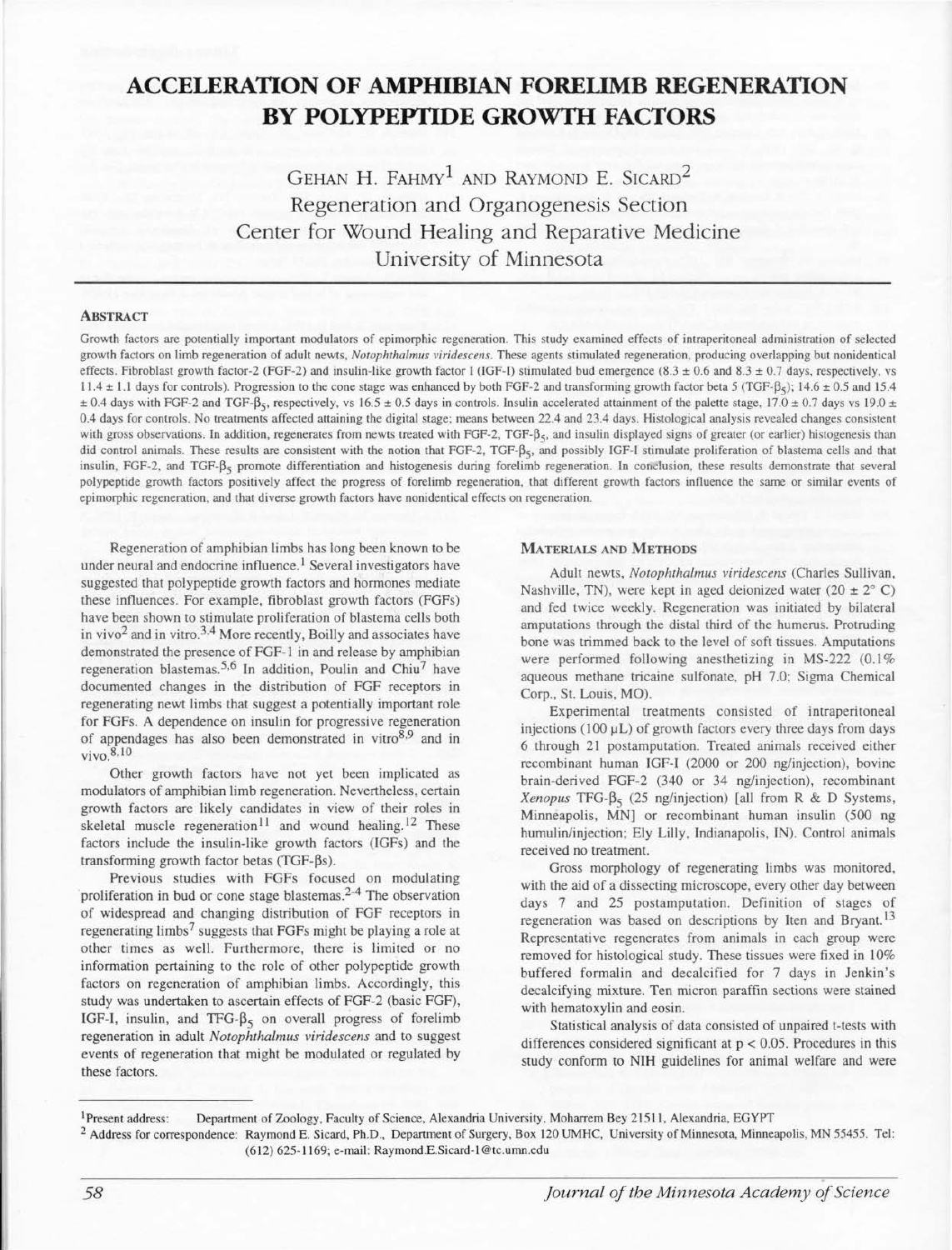# ACCELERATION OF AMPHIBIAN FORELIMB REGENERATION BY POLYPEPTIDE GROWTH FACTORS

GEHAN H. FAHMY[1] AND RAYMOND E. SICARD[2]
Regeneration and Organogenesis Section
Center for Wound Healing and Reparative Medicine
University of Minnesota

## ABSTRACT

Growth factors are potentially important modulators of epimorphic regeneration. This study examined effects of intraperitoneal administration of selected growth factors on limb regeneration of adult newts, *Notophthalmus viridescens*. These agents stimulated regeneration, producing overlapping but nonidentical effects. Fibroblast growth factor-2 (FGF-2) and insulin-like growth factor I (IGF-I) stimulated bud emergence (8.3 ± 0.6 and 8.3 ± 0.7 days, respectively, vs 11.4 ± 1.1 days for controls). Progression to the cone stage was enhanced by both FGF-2 and transforming growth factor beta 5 (TGF-$\beta_5$); 14.6 ± 0.5 and 15.4 ± 0.4 days with FGF-2 and TGF-$\beta_5$, respectively, vs 16.5 ± 0.5 days in controls. Insulin accelerated attainment of the palette stage, 17.0 ± 0.7 days vs 19.0 ± 0.4 days for controls. No treatments affected attaining the digital stage; means between 22.4 and 23.4 days. Histological analysis revealed changes consistent with gross observations. In addition, regenerates from newts treated with FGF-2, TGF-$\beta_5$, and insulin displayed signs of greater (or earlier) histogenesis than did control animals. These results are consistent with the notion that FGF-2, TGF-$\beta_5$, and possibly IGF-I stimulate proliferation of blastema cells and that insulin, FGF-2, and TGF-$\beta_5$ promote differentiation and histogenesis during forelimb regeneration. In conclusion, these results demonstrate that several polypeptide growth factors positively affect the progress of forelimb regeneration, that different growth factors influence the same or similar events of epimorphic regeneration, and that diverse growth factors have nonidentical effects on regeneration.

Regeneration of amphibian limbs has long been known to be under neural and endocrine influence.[1] Several investigators have suggested that polypeptide growth factors and hormones mediate these influences. For example, fibroblast growth factors (FGFs) have been shown to stimulate proliferation of blastema cells both in vivo[2] and in vitro.[3,4] More recently, Boilly and associates have demonstrated the presence of FGF-1 in and release by amphibian regeneration blastemas.[5,6] In addition, Poulin and Chiu[7] have documented changes in the distribution of FGF receptors in regenerating newt limbs that suggest a potentially important role for FGFs. A dependence on insulin for progressive regeneration of appendages has also been demonstrated in vitro[8,9] and in vivo.[8,10]

Other growth factors have not yet been implicated as modulators of amphibian limb regeneration. Nevertheless, certain growth factors are likely candidates in view of their roles in skeletal muscle regeneration[11] and wound healing.[12] These factors include the insulin-like growth factors (IGFs) and the transforming growth factor betas (TGF-βs).

Previous studies with FGFs focused on modulating proliferation in bud or cone stage blastemas.[2-4] The observation of widespread and changing distribution of FGF receptors in regenerating limbs[7] suggests that FGFs might be playing a role at other times as well. Furthermore, there is limited or no information pertaining to the role of other polypeptide growth factors on regeneration of amphibian limbs. Accordingly, this study was undertaken to ascertain effects of FGF-2 (basic FGF), IGF-I, insulin, and TFG-$\beta_5$ on overall progress of forelimb regeneration in adult *Notophthalmus viridescens* and to suggest events of regeneration that might be modulated or regulated by these factors.

## MATERIALS AND METHODS

Adult newts, *Notophthalmus viridescens* (Charles Sullivan, Nashville, TN), were kept in aged deionized water (20 ± 2° C) and fed twice weekly. Regeneration was initiated by bilateral amputations through the distal third of the humerus. Protruding bone was trimmed back to the level of soft tissues. Amputations were performed following anesthetizing in MS-222 (0.1% aqueous methane tricaine sulfonate, pH 7.0; Sigma Chemical Corp., St. Louis, MO).

Experimental treatments consisted of intraperitoneal injections (100 µL) of growth factors every three days from days 6 through 21 postamputation. Treated animals received either recombinant human IGF-I (2000 or 200 ng/injection), bovine brain-derived FGF-2 (340 or 34 ng/injection), recombinant *Xenopus* TFG-$\beta_5$ (25 ng/injection) [all from R & D Systems, Minneapolis, MN] or recombinant human insulin (500 ng humulin/injection; Ely Lilly, Indianapolis, IN). Control animals received no treatment.

Gross morphology of regenerating limbs was monitored, with the aid of a dissecting microscope, every other day between days 7 and 25 postamputation. Definition of stages of regeneration was based on descriptions by Iten and Bryant.[13] Representative regenerates from animals in each group were removed for histological study. These tissues were fixed in 10% buffered formalin and decalcified for 7 days in Jenkin's decalcifying mixture. Ten micron paraffin sections were stained with hematoxylin and eosin.

Statistical analysis of data consisted of unpaired t-tests with differences considered significant at $p < 0.05$. Procedures in this study conform to NIH guidelines for animal welfare and were

---

[1] Present address: Department of Zoology, Faculty of Science, Alexandria University, Moharrem Bey 21511, Alexandria, EGYPT

[2] Address for correspondence: Raymond E. Sicard, Ph.D., Department of Surgery, Box 120 UMHC, University of Minnesota, Minneapolis, MN 55455. Tel: (612) 625-1169; e-mail: Raymond.E.Sicard-1@tc.umn.edu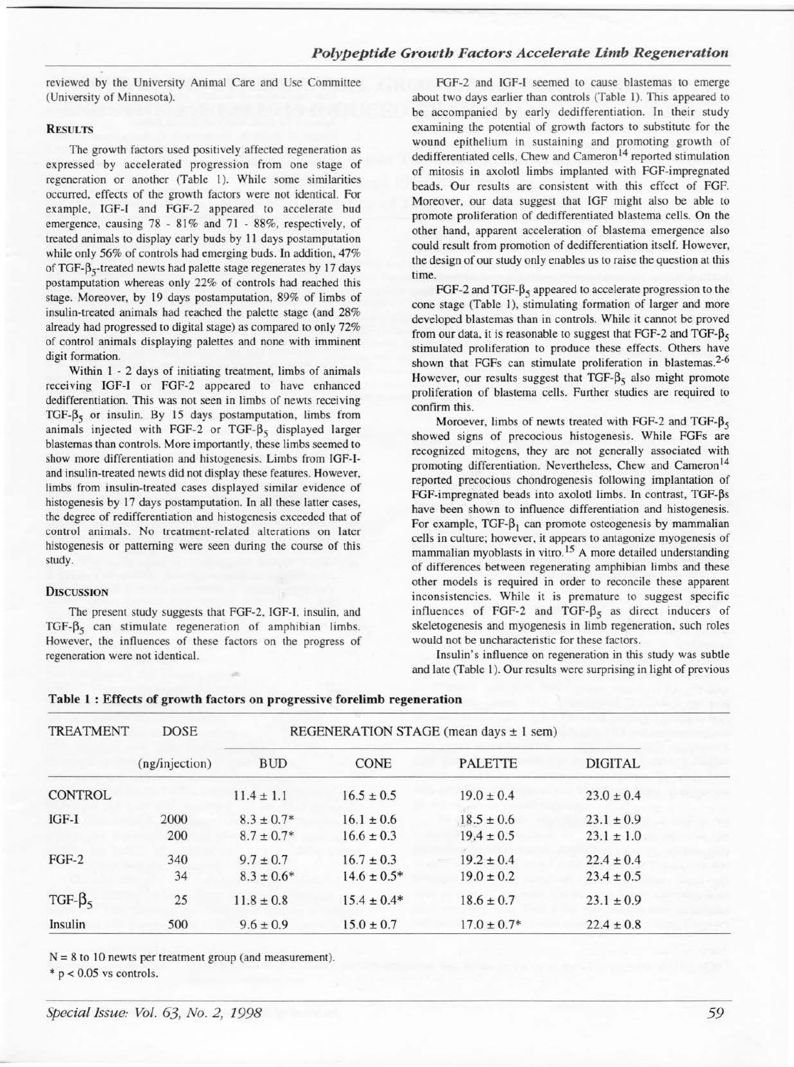reviewed by the University Animal Care and Use Committee (University of Minnesota).

### RESULTS

The growth factors used positively affected regeneration as expressed by accelerated progression from one stage of regeneration or another (Table 1). While some similarities occurred, effects of the growth factors were not identical. For example, IGF-I and FGF-2 appeared to accelerate bud emergence, causing 78 - 81% and 71 - 88%, respectively, of treated animals to display early buds by 11 days postamputation while only 56% of controls had emerging buds. In addition, 47% of TGF-$\beta_5$-treated newts had palette stage regenerates by 17 days postamputation whereas only 22% of controls had reached this stage. Moreover, by 19 days postamputation, 89% of limbs of insulin-treated animals had reached the palette stage (and 28% already had progressed to digital stage) as compared to only 72% of control animals displaying palettes and none with imminent digit formation.

Within 1 - 2 days of initiating treatment, limbs of animals receiving IGF-I or FGF-2 appeared to have enhanced dedifferentiation. This was not seen in limbs of newts receiving TGF-$\beta_5$ or insulin. By 15 days postamputation, limbs from animals injected with FGF-2 or TGF-$\beta_5$ displayed larger blastemas than controls. More importantly, these limbs seemed to show more differentiation and histogenesis. Limbs from IGF-I- and insulin-treated newts did not display these features. However, limbs from insulin-treated cases displayed similar evidence of histogenesis by 17 days postamputation. In all these latter cases, the degree of redifferentiation and histogenesis exceeded that of control animals. No treatment-related alterations on later histogenesis or patterning were seen during the course of this study.

### DISCUSSION

The present study suggests that FGF-2, IGF-I, insulin, and TGF-$\beta_5$ can stimulate regeneration of amphibian limbs. However, the influences of these factors on the progress of regeneration were not identical.

FGF-2 and IGF-I seemed to cause blastemas to emerge about two days earlier than controls (Table 1). This appeared to be accompanied by early dedifferentiation. In their study examining the potential of growth factors to substitute for the wound epithelium in sustaining and promoting growth of dedifferentiated cells, Chew and Cameron[14] reported stimulation of mitosis in axolotl limbs implanted with FGF-impregnated beads. Our results are consistent with this effect of FGF. Moreover, our data suggest that IGF might also be able to promote proliferation of dedifferentiated blastema cells. On the other hand, apparent acceleration of blastema emergence also could result from promotion of dedifferentiation itself. However, the design of our study only enables us to raise the question at this time.

FGF-2 and TGF-$\beta_5$ appeared to accelerate progression to the cone stage (Table 1), stimulating formation of larger and more developed blastemas than in controls. While it cannot be proved from our data, it is reasonable to suggest that FGF-2 and TGF-$\beta_5$ stimulated proliferation to produce these effects. Others have shown that FGFs can stimulate proliferation in blastemas.[2-6] However, our results suggest that TGF-$\beta_5$ also might promote proliferation of blastema cells. Further studies are required to confirm this.

Moreover, limbs of newts treated with FGF-2 and TGF-$\beta_5$ showed signs of precocious histogenesis. While FGFs are recognized mitogens, they are not generally associated with promoting differentiation. Nevertheless, Chew and Cameron[14] reported precocious chondrogenesis following implantation of FGF-impregnated beads into axolotl limbs. In contrast, TGF-$\beta$s have been shown to influence differentiation and histogenesis. For example, TGF-$\beta_1$ can promote osteogenesis by mammalian cells in culture; however, it appears to antagonize myogenesis of mammalian myoblasts in vitro.[15] A more detailed understanding of differences between regenerating amphibian limbs and these other models is required in order to reconcile these apparent inconsistencies. While it is premature to suggest specific influences of FGF-2 and TGF-$\beta_5$ as direct inducers of skeletogenesis and myogenesis in limb regeneration, such roles would not be uncharacteristic for these factors.

Insulin's influence on regeneration in this study was subtle and late (Table 1). Our results were surprising in light of previous

**Table 1 : Effects of growth factors on progressive forelimb regeneration**

| TREATMENT | DOSE (ng/injection) | REGENERATION STAGE (mean days ± 1 sem) | | | |
|---|---|---|---|---|---|
| | | BUD | CONE | PALETTE | DIGITAL |
| CONTROL | | 11.4 ± 1.1 | 16.5 ± 0.5 | 19.0 ± 0.4 | 23.0 ± 0.4 |
| IGF-I | 2000 | 8.3 ± 0.7* | 16.1 ± 0.6 | 18.5 ± 0.6 | 23.1 ± 0.9 |
| | 200 | 8.7 ± 0.7* | 16.6 ± 0.3 | 19.4 ± 0.5 | 23.1 ± 1.0 |
| FGF-2 | 340 | 9.7 ± 0.7 | 16.7 ± 0.3 | 19.2 ± 0.4 | 22.4 ± 0.4 |
| | 34 | 8.3 ± 0.6* | 14.6 ± 0.5* | 19.0 ± 0.2 | 23.4 ± 0.5 |
| TGF-$\beta_5$ | 25 | 11.8 ± 0.8 | 15.4 ± 0.4* | 18.6 ± 0.7 | 23.1 ± 0.9 |
| Insulin | 500 | 9.6 ± 0.9 | 15.0 ± 0.7 | 17.0 ± 0.7* | 22.4 ± 0.8 |

N = 8 to 10 newts per treatment group (and measurement).

\* $p < 0.05$ vs controls.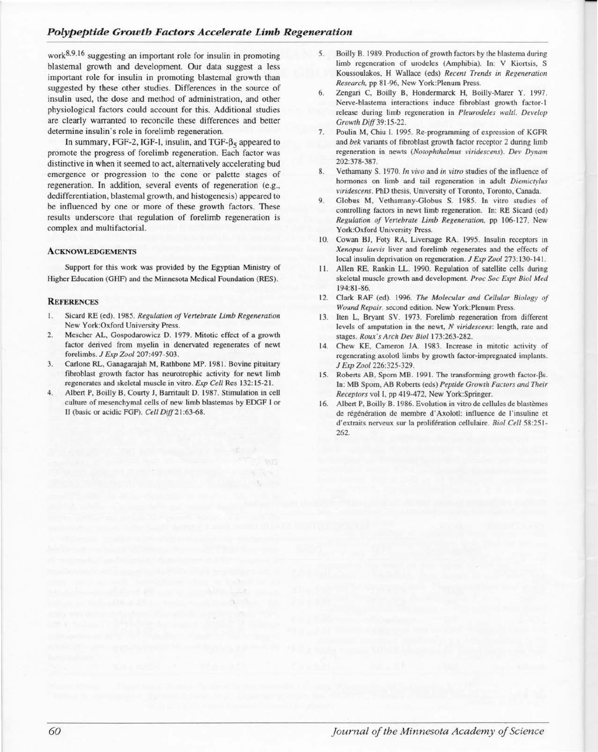work[8,9,16] suggesting an important role for insulin in promoting blastemal growth and development. Our data suggest a less important role for insulin in promoting blastemal growth than suggested by these other studies. Differences in the source of insulin used, the dose and method of administration, and other physiological factors could account for this. Additional studies are clearly warranted to reconcile these differences and better determine insulin's role in forelimb regeneration.

In summary, FGF-2, IGF-I, insulin, and TGF-$\beta_5$ appeared to promote the progress of forelimb regeneration. Each factor was distinctive in when it seemed to act, alternatively accelerating bud emergence or progression to the cone or palette stages of regeneration. In addition, several events of regeneration (e.g., dedifferentiation, blastemal growth, and histogenesis) appeared to be influenced by one or more of these growth factors. These results underscore that regulation of forelimb regeneration is complex and multifactorial.

## Acknowledgements

Support for this work was provided by the Egyptian Ministry of Higher Education (GHF) and the Minnesota Medical Foundation (RES).

## References

1. Sicard RE (ed). 1985. *Regulation of Vertebrate Limb Regeneration* New York:Oxford University Press.
2. Mescher AL, Gospodarowicz D. 1979. Mitotic effect of a growth factor derived from myelin in denervated regenerates of newt forelimbs. *J Exp Zool* 207:497-503.
3. Carlone RL, Ganagarajah M, Rathbone MP. 1981. Bovine pituitary fibroblast growth factor has neurotrophic activity for newt limb regenerates and skeletal muscle in vitro. *Exp Cell* Res 132:15-21.
4. Albert P, Boilly B, Courty J, Barritault D. 1987. Stimulation in cell culture of mesenchymal cells of new limb blastemas by EDGF I or II (basic or acidic FGF). *Cell Diff* 21:63-68.
5. Boilly B. 1989. Production of growth factors by the blastema during limb regeneration of urodeles (Amphibia). In: V Kiortsis, S Koussoulakos, H Wallace (eds) *Recent Trends in Regeneration Research*, pp 81-96, New York:Plenum Press.
6. Zengari C, Boilly B, Hondermarck H, Boilly-Marer Y. 1997. Nerve-blastema interactions induce fibroblast growth factor-1 release during limb regeneration in *Pleurodeles waltl*. *Develop Growth Diff* 39:15-22.
7. Poulin M, Chiu I. 1995. Re-programming of expression of KGFR and *bek* variants of fibroblast growth factor receptor 2 during limb regeneration in newts (*Notophthalmus viridescens*). *Dev Dynam* 202:378-387.
8. Vethamany S. 1970. *In vivo* and *in vitro* studies of the influence of hormones on limb and tail regeneration in adult *Diemictylus viridescens*. PhD thesis, University of Toronto, Toronto, Canada.
9. Globus M, Vethamany-Globus S. 1985. In vitro studies of controlling factors in newt limb regeneration. In: RE Sicard (ed) *Regulation of Vertebrate Limb Regeneration*, pp 106-127, New York:Oxford University Press.
10. Cowan BJ, Foty RA, Liversage RA. 1995. Insulin receptors in *Xenopus laevis* liver and forelimb regenerates and the effects of local insulin deprivation on regeneration. *J Exp Zool* 273:130-141.
11. Allen RE, Rankin LL. 1990. Regulation of satellite cells during skeletal muscle growth and development. *Proc Soc Expt Biol Med* 194:81-86.
12. Clark RAF (ed). 1996. *The Molecular and Cellular Biology of Wound Repair*. second edition. New York:Plenum Press.
13. Iten L, Bryant SV. 1973. Forelimb regeneration from different levels of amputation in the newt, *N viridescens*: length, rate and stages. *Roux's Arch Dev Biol* 173:263-282.
14. Chew KE, Cameron JA. 1983. Increase in mitotic activity of regenerating axolotl limbs by growth factor-impregnated implants. *J Exp Zool* 226:325-329.
15. Roberts AB, Sporn MB. 1991. The transforming growth factor-βs. In: MB Sporn, AB Roberts (eds) *Peptide Growth Factors and Their Receptors* vol I, pp 419-472, New York:Springer.
16. Albert P, Boilly B. 1986. Evolution in vitro de cellules de blastèmes de régénération de membre d'Axolotl: influence de l'insuline et d'extraits nerveux sur la prolifération cellulaire. *Biol Cell* 58:251-262.